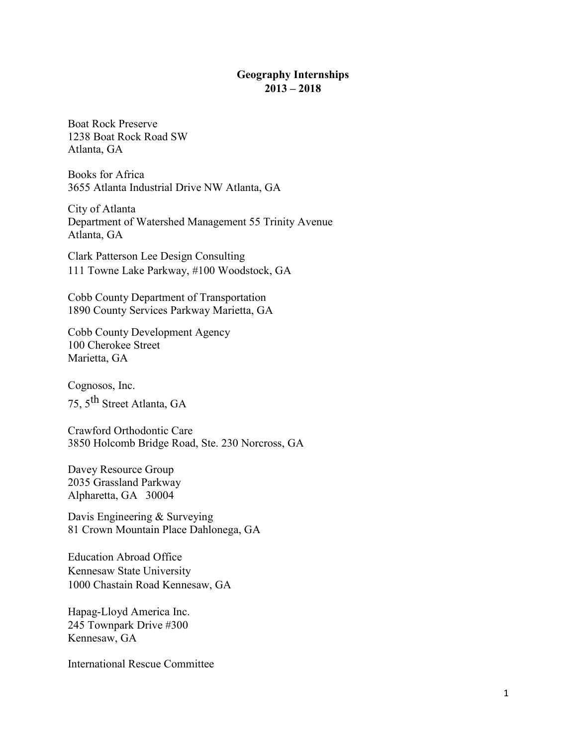# Geography Internships
## 2013 – 2018

Boat Rock Preserve
1238 Boat Rock Road SW
Atlanta, GA

Books for Africa
3655 Atlanta Industrial Drive NW Atlanta, GA

City of Atlanta
Department of Watershed Management 55 Trinity Avenue
Atlanta, GA

Clark Patterson Lee Design Consulting
111 Towne Lake Parkway, #100 Woodstock, GA

Cobb County Department of Transportation
1890 County Services Parkway Marietta, GA

Cobb County Development Agency
100 Cherokee Street
Marietta, GA

Cognosos, Inc.
75, 5th Street Atlanta, GA

Crawford Orthodontic Care
3850 Holcomb Bridge Road, Ste. 230 Norcross, GA

Davey Resource Group
2035 Grassland Parkway
Alpharetta, GA 30004

Davis Engineering & Surveying
81 Crown Mountain Place Dahlonega, GA

Education Abroad Office
Kennesaw State University
1000 Chastain Road Kennesaw, GA

Hapag-Lloyd America Inc.
245 Townpark Drive #300
Kennesaw, GA

International Rescue Committee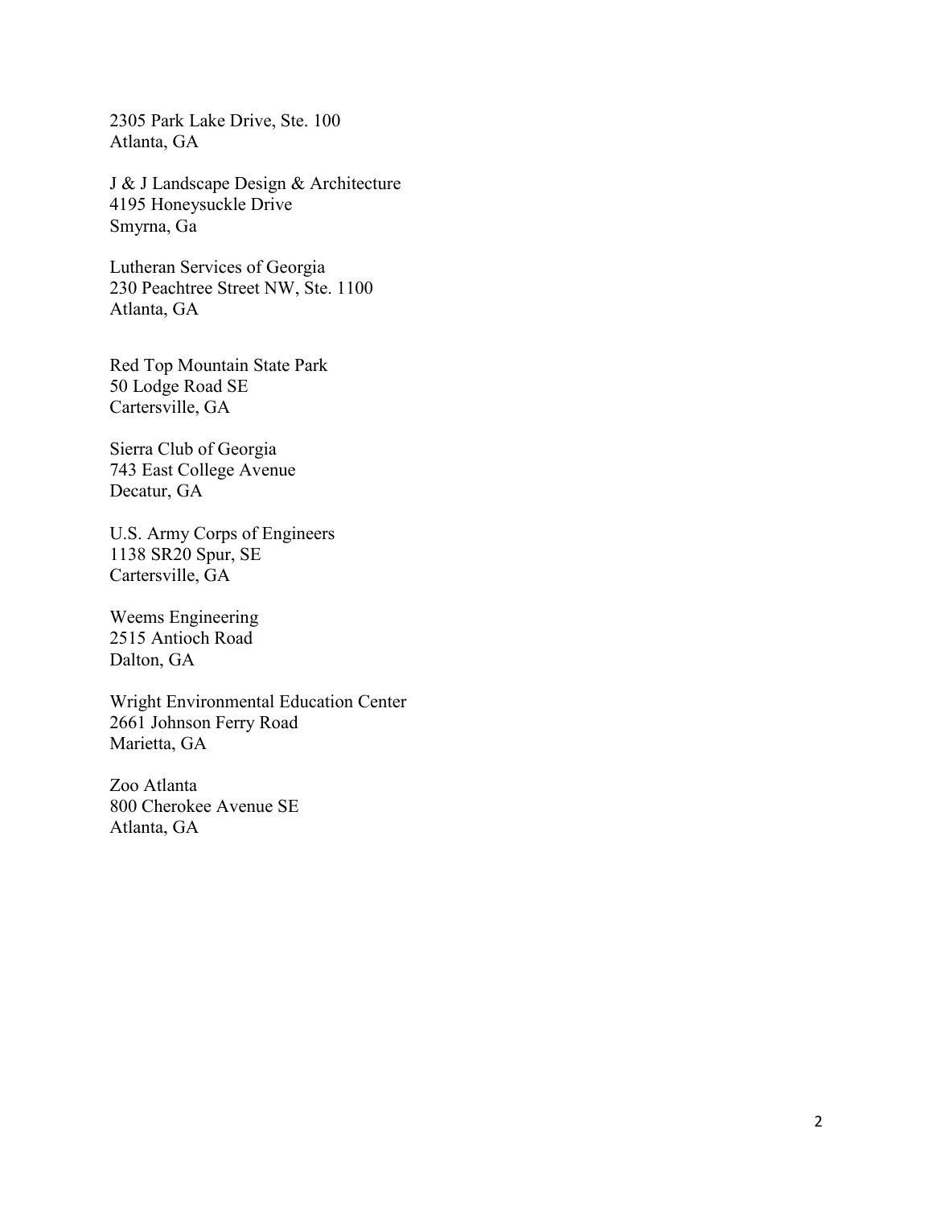2305 Park Lake Drive, Ste. 100
Atlanta, GA

J & J Landscape Design & Architecture
4195 Honeysuckle Drive
Smyrna, Ga

Lutheran Services of Georgia
230 Peachtree Street NW, Ste. 1100
Atlanta, GA

Red Top Mountain State Park
50 Lodge Road SE
Cartersville, GA

Sierra Club of Georgia
743 East College Avenue
Decatur, GA

U.S. Army Corps of Engineers
1138 SR20 Spur, SE
Cartersville, GA

Weems Engineering
2515 Antioch Road
Dalton, GA

Wright Environmental Education Center
2661 Johnson Ferry Road
Marietta, GA

Zoo Atlanta
800 Cherokee Avenue SE
Atlanta, GA